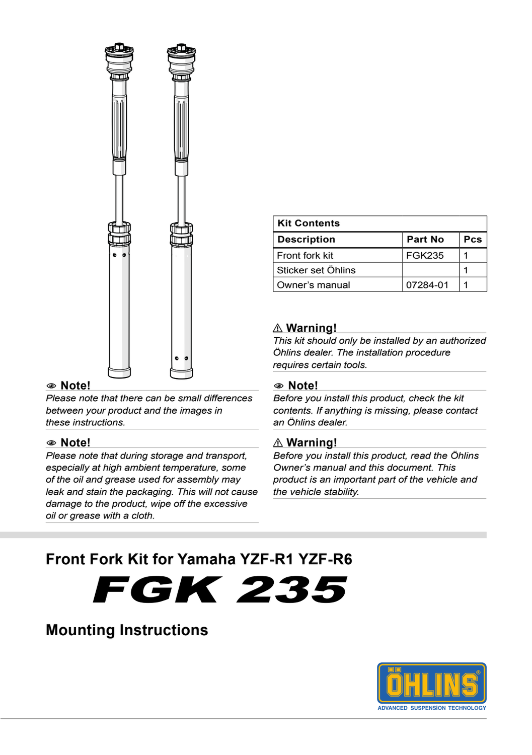| Kit Contents | | |
|---|---|---|
| **Description** | **Part No** | **Pcs** |
| Front fork kit | FGK235 | 1 |
| Sticker set Öhlins | | 1 |
| Owner's manual | 07284-01 | 1 |

### ⚠ Warning!

*This kit should only be installed by an authorized Öhlins dealer. The installation procedure requires certain tools.*

### Note!

*Please note that there can be small differences between your product and the images in these instructions.*

### Note!

*Before you install this product, check the kit contents. If anything is missing, please contact an Öhlins dealer.*

### Note!

*Please note that during storage and transport, especially at high ambient temperature, some of the oil and grease used for assembly may leak and stain the packaging. This will not cause damage to the product, wipe off the excessive oil or grease with a cloth.*

### ⚠ Warning!

*Before you install this product, read the Öhlins Owner's manual and this document. This product is an important part of the vehicle and the vehicle stability.*

## Front Fork Kit for Yamaha YZF-R1 YZF-R6

# FGK 235

## Mounting Instructions

ÖHLINS
ADVANCED SUSPENSION TECHNOLOGY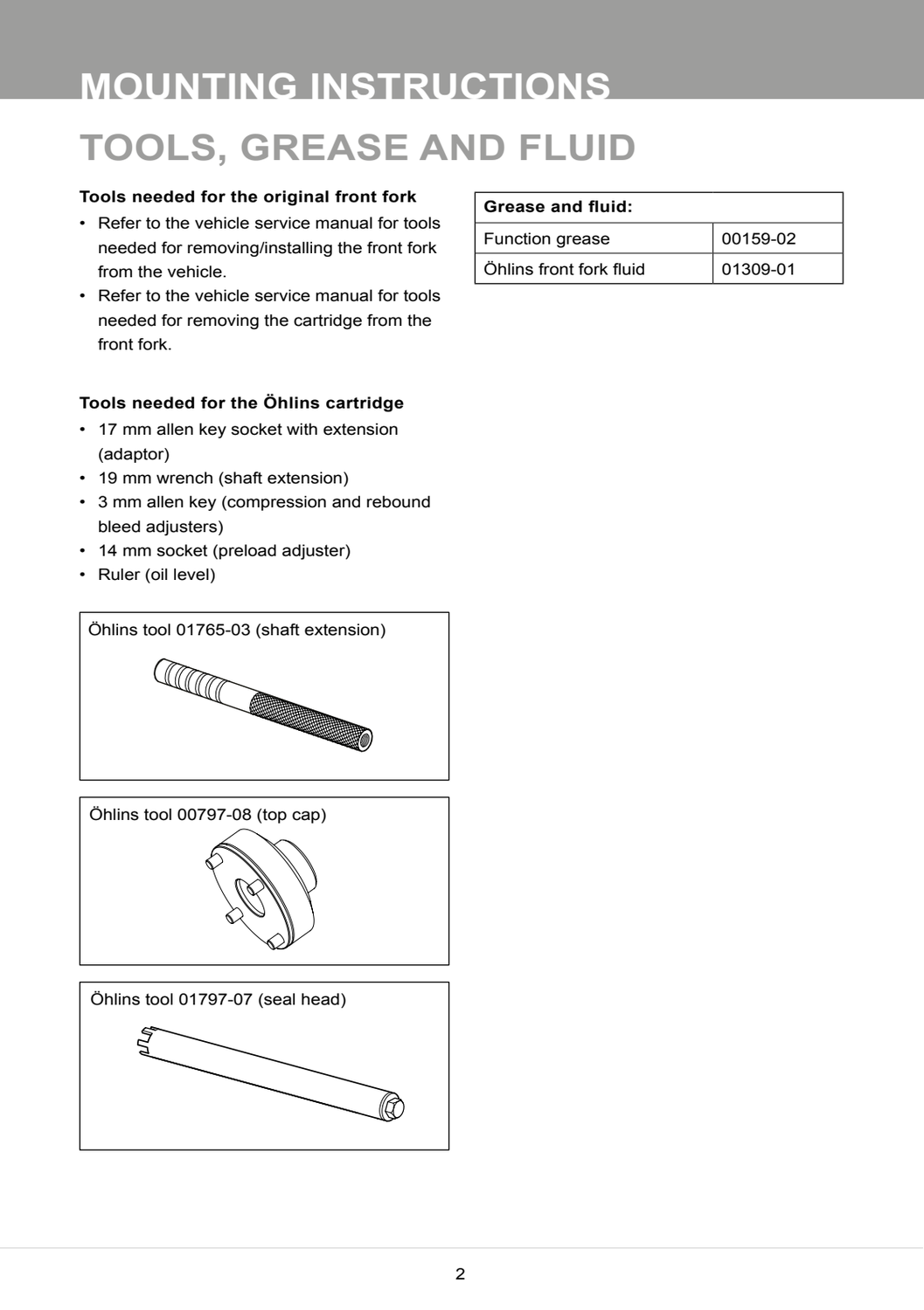# MOUNTING INSTRUCTIONS

## TOOLS, GREASE AND FLUID

**Tools needed for the original front fork**

- Refer to the vehicle service manual for tools needed for removing/installing the front fork from the vehicle.
- Refer to the vehicle service manual for tools needed for removing the cartridge from the front fork.

**Tools needed for the Öhlins cartridge**

- 17 mm allen key socket with extension (adaptor)
- 19 mm wrench (shaft extension)
- 3 mm allen key (compression and rebound bleed adjusters)
- 14 mm socket (preload adjuster)
- Ruler (oil level)

Öhlins tool 01765-03 (shaft extension)

Öhlins tool 00797-08 (top cap)

Öhlins tool 01797-07 (seal head)

| Grease and fluid: | |
|---|---|
| Function grease | 00159-02 |
| Öhlins front fork fluid | 01309-01 |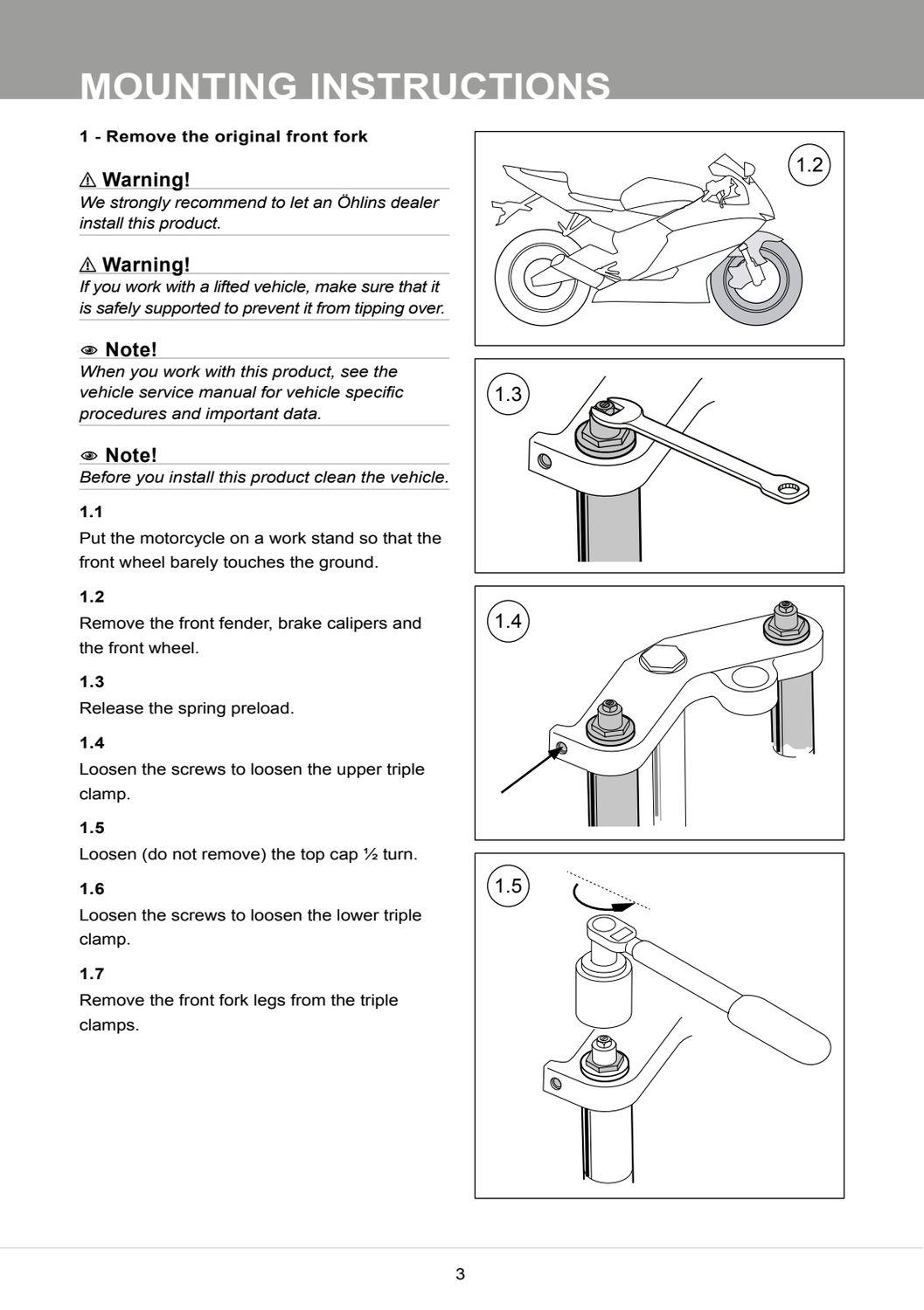# MOUNTING INSTRUCTIONS

**1 - Remove the original front fork**

### ⚠ Warning!

*We strongly recommend to let an Öhlins dealer install this product.*

### ⚠ Warning!

*If you work with a lifted vehicle, make sure that it is safely supported to prevent it from tipping over.*

### Note!

*When you work with this product, see the vehicle service manual for vehicle specific procedures and important data.*

### Note!

*Before you install this product clean the vehicle.*

**1.1**

Put the motorcycle on a work stand so that the front wheel barely touches the ground.

**1.2**

Remove the front fender, brake calipers and the front wheel.

**1.3**

Release the spring preload.

**1.4**

Loosen the screws to loosen the upper triple clamp.

**1.5**

Loosen (do not remove) the top cap ½ turn.

**1.6**

Loosen the screws to loosen the lower triple clamp.

**1.7**

Remove the front fork legs from the triple clamps.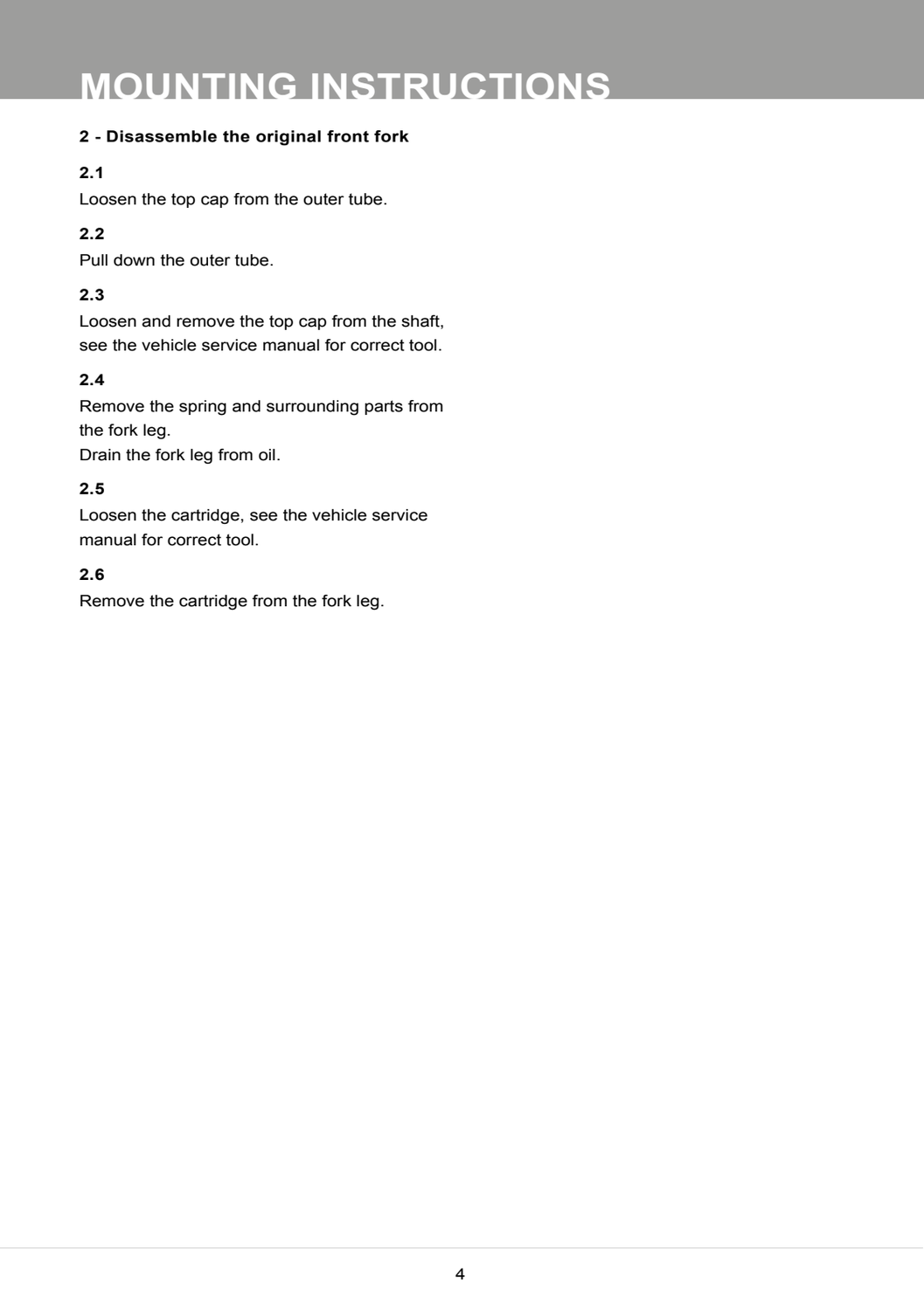# MOUNTING INSTRUCTIONS

**2 - Disassemble the original front fork**

**2.1**

Loosen the top cap from the outer tube.

**2.2**

Pull down the outer tube.

**2.3**

Loosen and remove the top cap from the shaft, see the vehicle service manual for correct tool.

**2.4**

Remove the spring and surrounding parts from the fork leg.
Drain the fork leg from oil.

**2.5**

Loosen the cartridge, see the vehicle service manual for correct tool.

**2.6**

Remove the cartridge from the fork leg.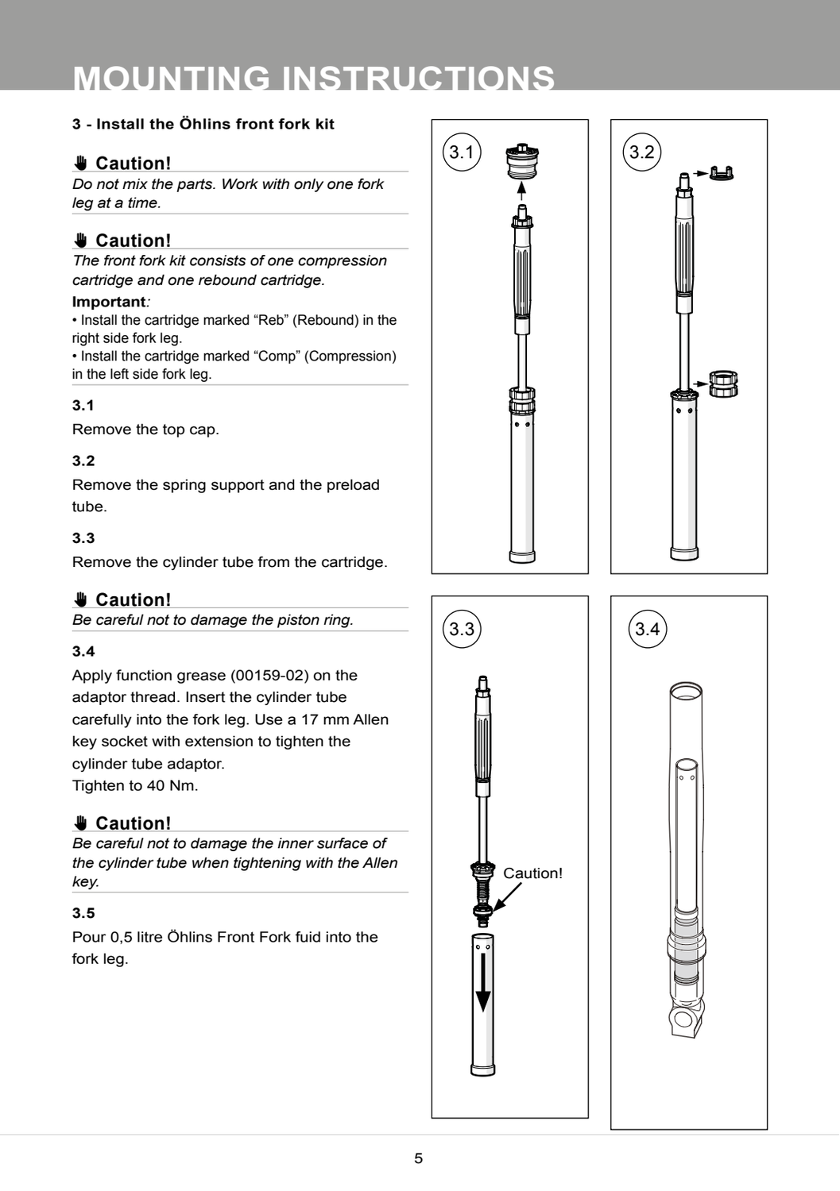# MOUNTING INSTRUCTIONS

**3 - Install the Öhlins front fork kit**

### ✋ Caution!

*Do not mix the parts. Work with only one fork leg at a time.*

### ✋ Caution!

*The front fork kit consists of one compression cartridge and one rebound cartridge.*

**Important**:

- Install the cartridge marked “Reb” (Rebound) in the right side fork leg.
- Install the cartridge marked “Comp” (Compression) in the left side fork leg.

**3.1**

Remove the top cap.

**3.2**

Remove the spring support and the preload tube.

**3.3**

Remove the cylinder tube from the cartridge.

### ✋ Caution!

*Be careful not to damage the piston ring.*

**3.4**

Apply function grease (00159-02) on the adaptor thread. Insert the cylinder tube carefully into the fork leg. Use a 17 mm Allen key socket with extension to tighten the cylinder tube adaptor.
Tighten to 40 Nm.

### ✋ Caution!

*Be careful not to damage the inner surface of the cylinder tube when tightening with the Allen key.*

**3.5**

Pour 0,5 litre Öhlins Front Fork fuid into the fork leg.

3.1

3.2

3.3

Caution!

3.4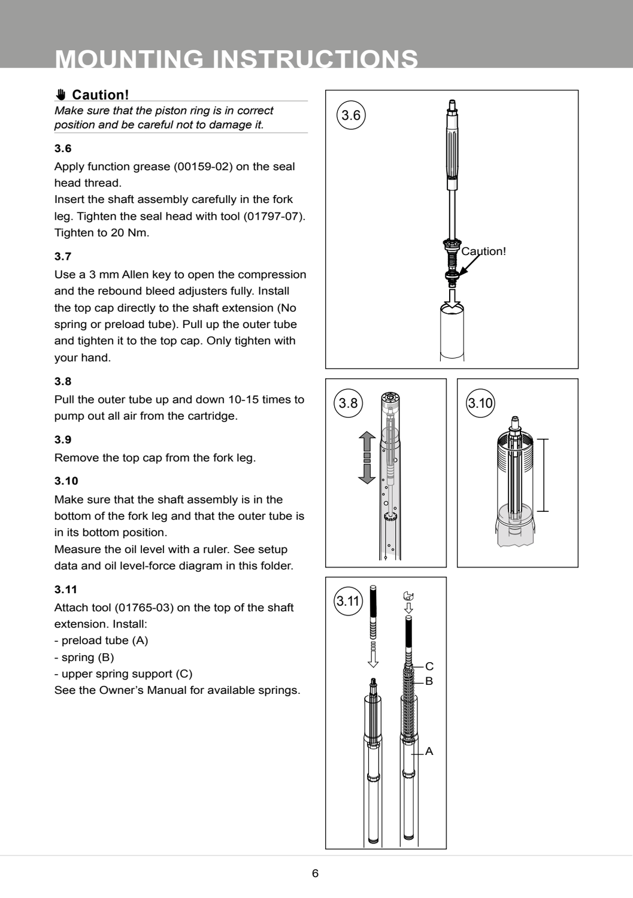# MOUNTING INSTRUCTIONS

### Caution!

*Make sure that the piston ring is in correct position and be careful not to damage it.*

**3.6**

Apply function grease (00159-02) on the seal head thread.
Insert the shaft assembly carefully in the fork leg. Tighten the seal head with tool (01797-07). Tighten to 20 Nm.

**3.7**

Use a 3 mm Allen key to open the compression and the rebound bleed adjusters fully. Install the top cap directly to the shaft extension (No spring or preload tube). Pull up the outer tube and tighten it to the top cap. Only tighten with your hand.

**3.8**

Pull the outer tube up and down 10-15 times to pump out all air from the cartridge.

**3.9**

Remove the top cap from the fork leg.

**3.10**

Make sure that the shaft assembly is in the bottom of the fork leg and that the outer tube is in its bottom position.
Measure the oil level with a ruler. See setup data and oil level-force diagram in this folder.

**3.11**

Attach tool (01765-03) on the top of the shaft extension. Install:
- preload tube (A)
- spring (B)
- upper spring support (C)

See the Owner's Manual for available springs.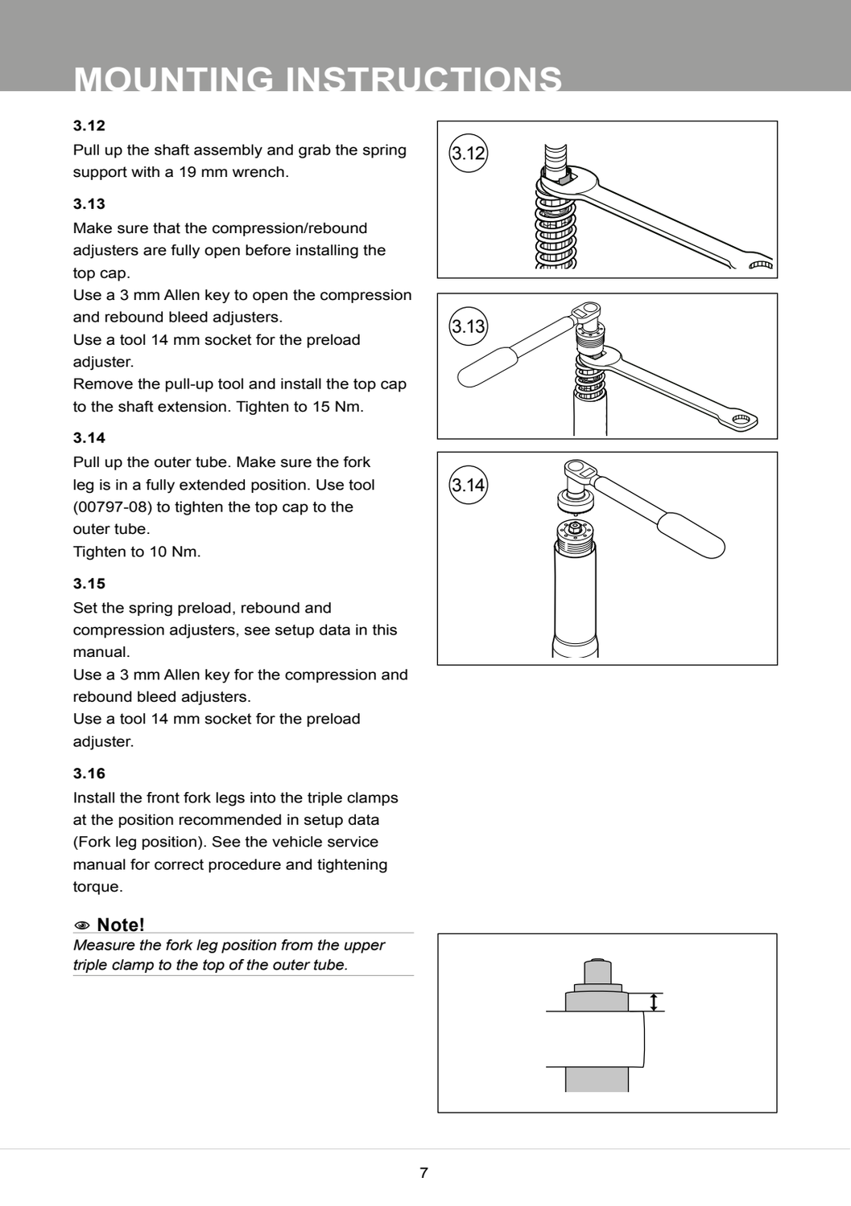# MOUNTING INSTRUCTIONS

### 3.12

Pull up the shaft assembly and grab the spring support with a 19 mm wrench.

### 3.13

Make sure that the compression/rebound adjusters are fully open before installing the top cap.
Use a 3 mm Allen key to open the compression and rebound bleed adjusters.
Use a tool 14 mm socket for the preload adjuster.
Remove the pull-up tool and install the top cap to the shaft extension. Tighten to 15 Nm.

### 3.14

Pull up the outer tube. Make sure the fork leg is in a fully extended position. Use tool (00797-08) to tighten the top cap to the outer tube.
Tighten to 10 Nm.

### 3.15

Set the spring preload, rebound and compression adjusters, see setup data in this manual.
Use a 3 mm Allen key for the compression and rebound bleed adjusters.
Use a tool 14 mm socket for the preload adjuster.

### 3.16

Install the front fork legs into the triple clamps at the position recommended in setup data (Fork leg position). See the vehicle service manual for correct procedure and tightening torque.

**Note!**

*Measure the fork leg position from the upper triple clamp to the top of the outer tube.*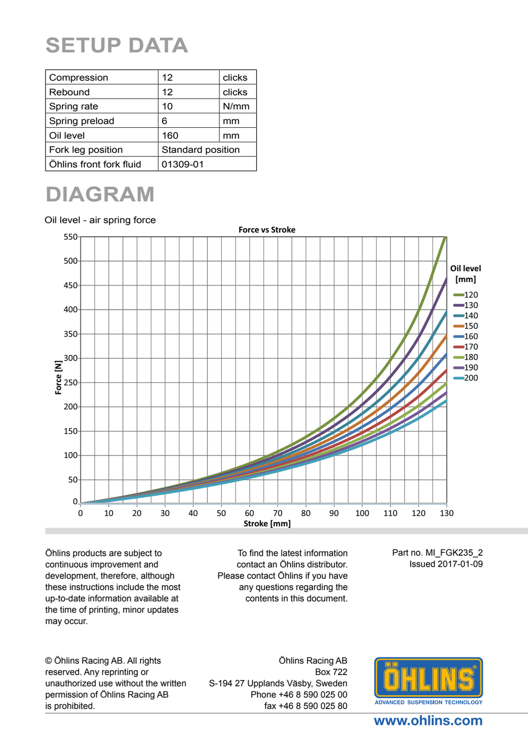# SETUP DATA

| | | |
|---|---|---|
| Compression | 12 | clicks |
| Rebound | 12 | clicks |
| Spring rate | 10 | N/mm |
| Spring preload | 6 | mm |
| Oil level | 160 | mm |
| Fork leg position | Standard position | |
| Öhlins front fork fluid | 01309-01 | |

# DIAGRAM

Oil level - air spring force

Force vs Stroke

Force [N]

550
500
450
400
350
300
250
200
150
100
50
0

0 10 20 30 40 50 60 70 80 90 100 110 120 130

Stroke [mm]

Oil level [mm]

120
130
140
150
160
170
180
190
200

Öhlins products are subject to continuous improvement and development, therefore, although these instructions include the most up-to-date information available at the time of printing, minor updates may occur.

To find the latest information contact an Öhlins distributor. Please contact Öhlins if you have any questions regarding the contents in this document.

Part no. MI_FGK235_2
Issued 2017-01-09

© Öhlins Racing AB. All rights reserved. Any reprinting or unauthorized use without the written permission of Öhlins Racing AB is prohibited.

Öhlins Racing AB
Box 722
S-194 27 Upplands Väsby, Sweden
Phone +46 8 590 025 00
fax +46 8 590 025 80

ÖHLINS
ADVANCED SUSPENSION TECHNOLOGY

www.ohlins.com